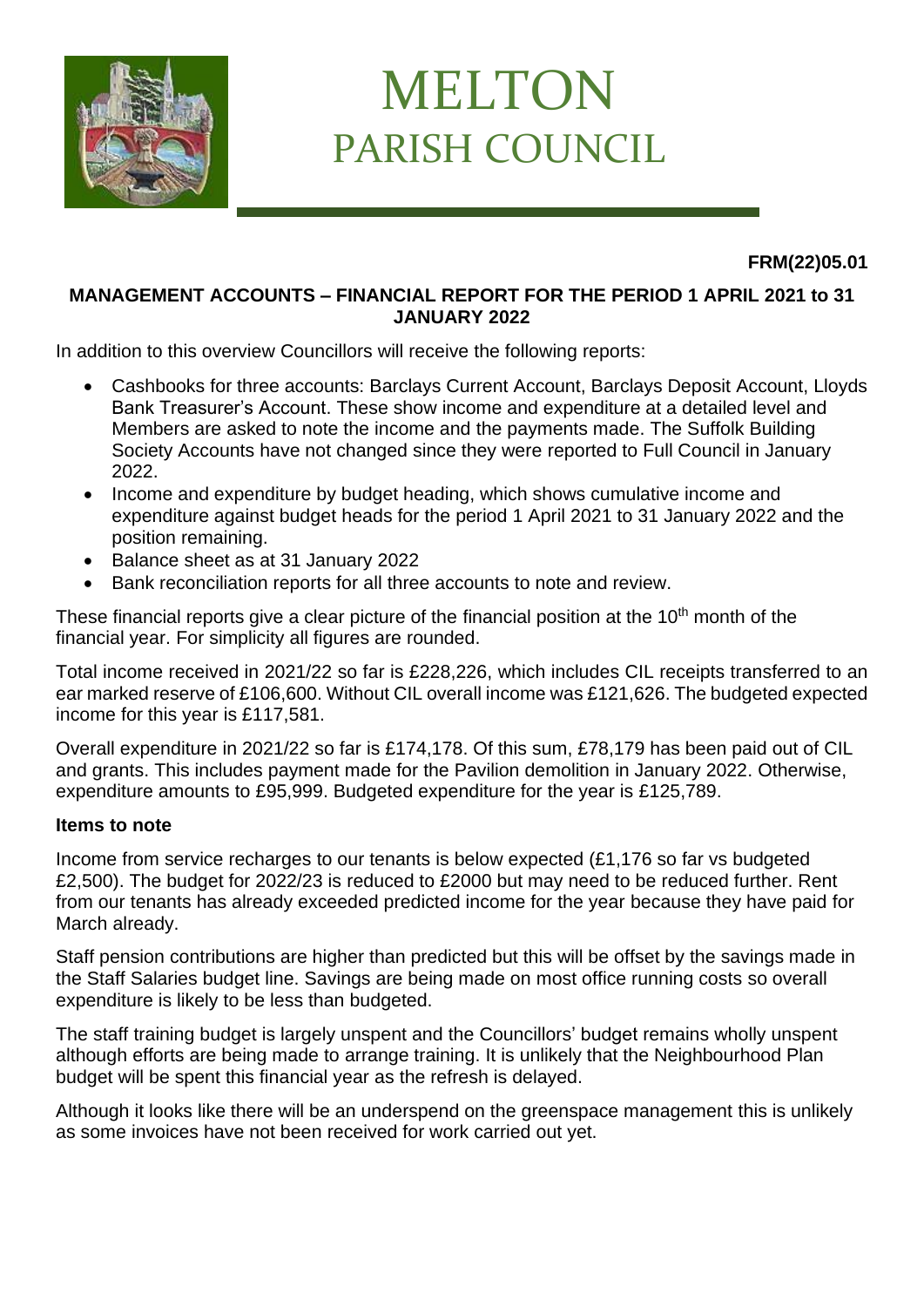# MELTON
## PARISH COUNCIL

**FRM(22)05.01**

**MANAGEMENT ACCOUNTS – FINANCIAL REPORT FOR THE PERIOD 1 APRIL 2021 to 31 JANUARY 2022**

In addition to this overview Councillors will receive the following reports:

- Cashbooks for three accounts: Barclays Current Account, Barclays Deposit Account, Lloyds Bank Treasurer's Account. These show income and expenditure at a detailed level and Members are asked to note the income and the payments made. The Suffolk Building Society Accounts have not changed since they were reported to Full Council in January 2022.
- Income and expenditure by budget heading, which shows cumulative income and expenditure against budget heads for the period 1 April 2021 to 31 January 2022 and the position remaining.
- Balance sheet as at 31 January 2022
- Bank reconciliation reports for all three accounts to note and review.

These financial reports give a clear picture of the financial position at the 10th month of the financial year. For simplicity all figures are rounded.

Total income received in 2021/22 so far is £228,226, which includes CIL receipts transferred to an ear marked reserve of £106,600. Without CIL overall income was £121,626. The budgeted expected income for this year is £117,581.

Overall expenditure in 2021/22 so far is £174,178. Of this sum, £78,179 has been paid out of CIL and grants. This includes payment made for the Pavilion demolition in January 2022. Otherwise, expenditure amounts to £95,999. Budgeted expenditure for the year is £125,789.

**Items to note**

Income from service recharges to our tenants is below expected (£1,176 so far vs budgeted £2,500). The budget for 2022/23 is reduced to £2000 but may need to be reduced further. Rent from our tenants has already exceeded predicted income for the year because they have paid for March already.

Staff pension contributions are higher than predicted but this will be offset by the savings made in the Staff Salaries budget line. Savings are being made on most office running costs so overall expenditure is likely to be less than budgeted.

The staff training budget is largely unspent and the Councillors' budget remains wholly unspent although efforts are being made to arrange training. It is unlikely that the Neighbourhood Plan budget will be spent this financial year as the refresh is delayed.

Although it looks like there will be an underspend on the greenspace management this is unlikely as some invoices have not been received for work carried out yet.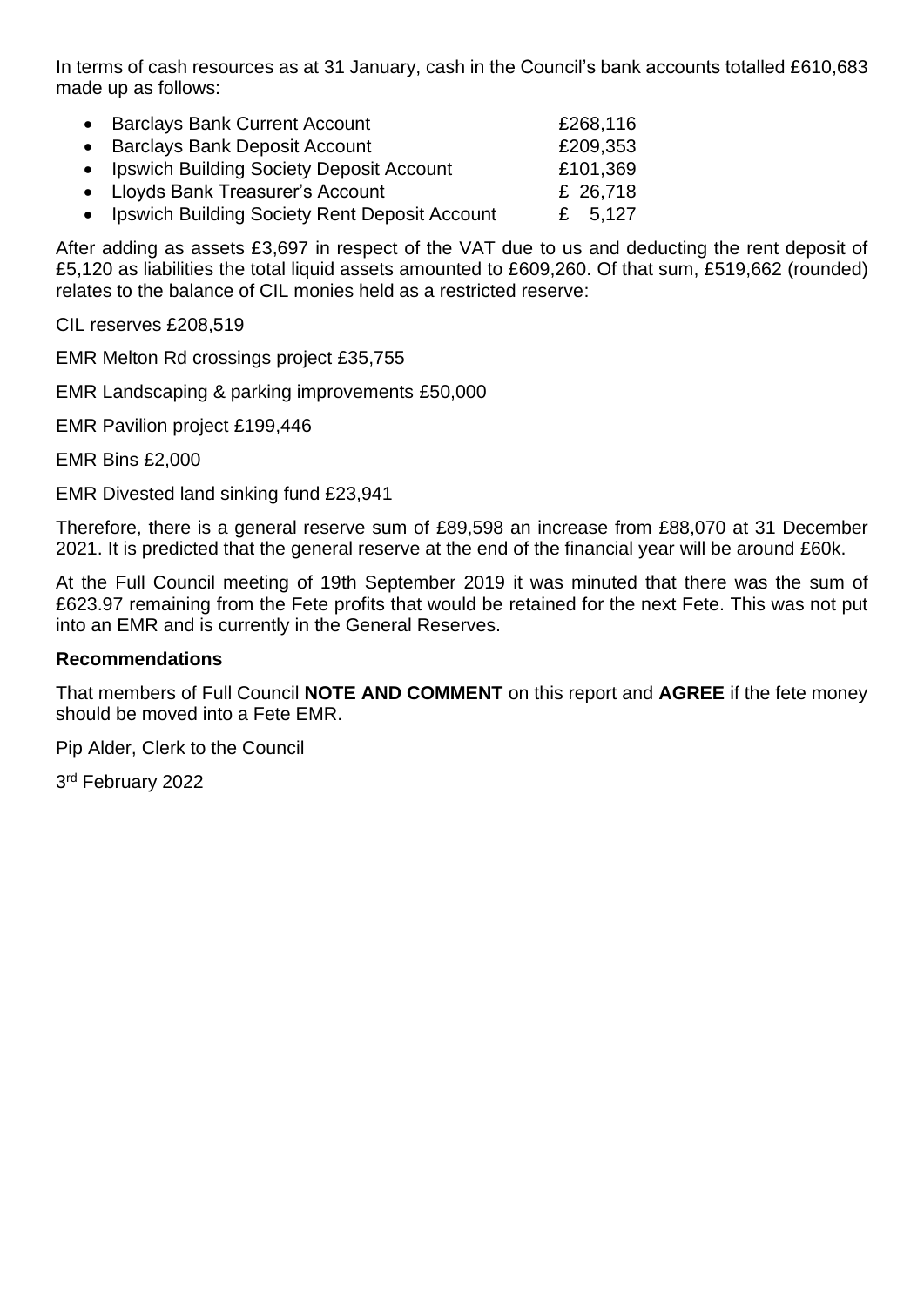In terms of cash resources as at 31 January, cash in the Council's bank accounts totalled £610,683 made up as follows:

- Barclays Bank Current Account £268,116
- Barclays Bank Deposit Account £209,353
- Ipswich Building Society Deposit Account £101,369
- Lloyds Bank Treasurer's Account £ 26,718
- Ipswich Building Society Rent Deposit Account £ 5,127

After adding as assets £3,697 in respect of the VAT due to us and deducting the rent deposit of £5,120 as liabilities the total liquid assets amounted to £609,260. Of that sum, £519,662 (rounded) relates to the balance of CIL monies held as a restricted reserve:

CIL reserves £208,519

EMR Melton Rd crossings project £35,755

EMR Landscaping & parking improvements £50,000

EMR Pavilion project £199,446

EMR Bins £2,000

EMR Divested land sinking fund £23,941

Therefore, there is a general reserve sum of £89,598 an increase from £88,070 at 31 December 2021. It is predicted that the general reserve at the end of the financial year will be around £60k.

At the Full Council meeting of 19th September 2019 it was minuted that there was the sum of £623.97 remaining from the Fete profits that would be retained for the next Fete. This was not put into an EMR and is currently in the General Reserves.

**Recommendations**

That members of Full Council **NOTE AND COMMENT** on this report and **AGREE** if the fete money should be moved into a Fete EMR.

Pip Alder, Clerk to the Council

3rd February 2022